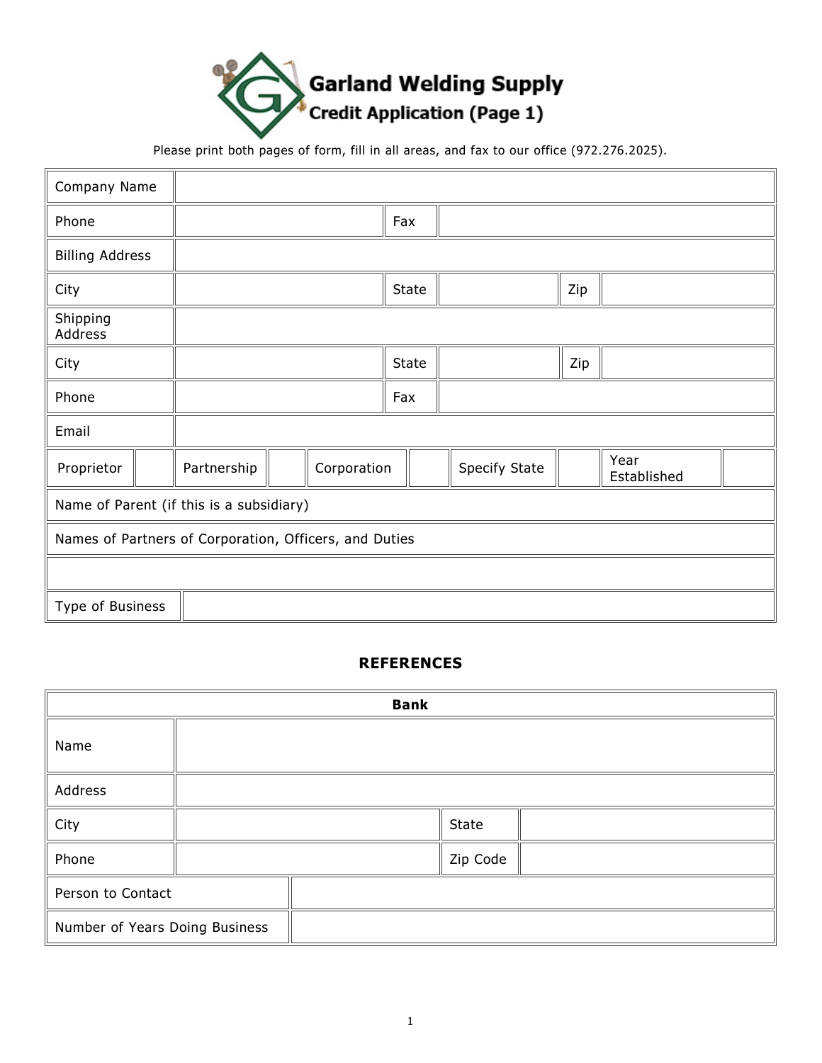# Garland Welding Supply

## Credit Application (Page 1)

Please print both pages of form, fill in all areas, and fax to our office (972.276.2025).

| Company Name | | | | | | | | | |
|---|---|---|---|---|---|---|---|---|---|
| Phone | | | | Fax | | | | | |
| Billing Address | | | | | | | | | |
| City | | | | State | | | Zip | | |
| Shipping Address | | | | | | | | | |
| City | | | | State | | | Zip | | |
| Phone | | | | Fax | | | | | |
| Email | | | | | | | | | |
| Proprietor | | Partnership | | Corporation | | Specify State | | Year Established | |
| Name of Parent (if this is a subsidiary) | | | | | | | | | |
| Names of Partners of Corporation, Officers, and Duties | | | | | | | | | |
| | | | | | | | | | |
| Type of Business | | | | | | | | | |

### REFERENCES

| Bank | | | |
|---|---|---|---|
| Name | | | |
| Address | | | |
| City | | State | |
| Phone | | Zip Code | |
| Person to Contact | | | |
| Number of Years Doing Business | | | |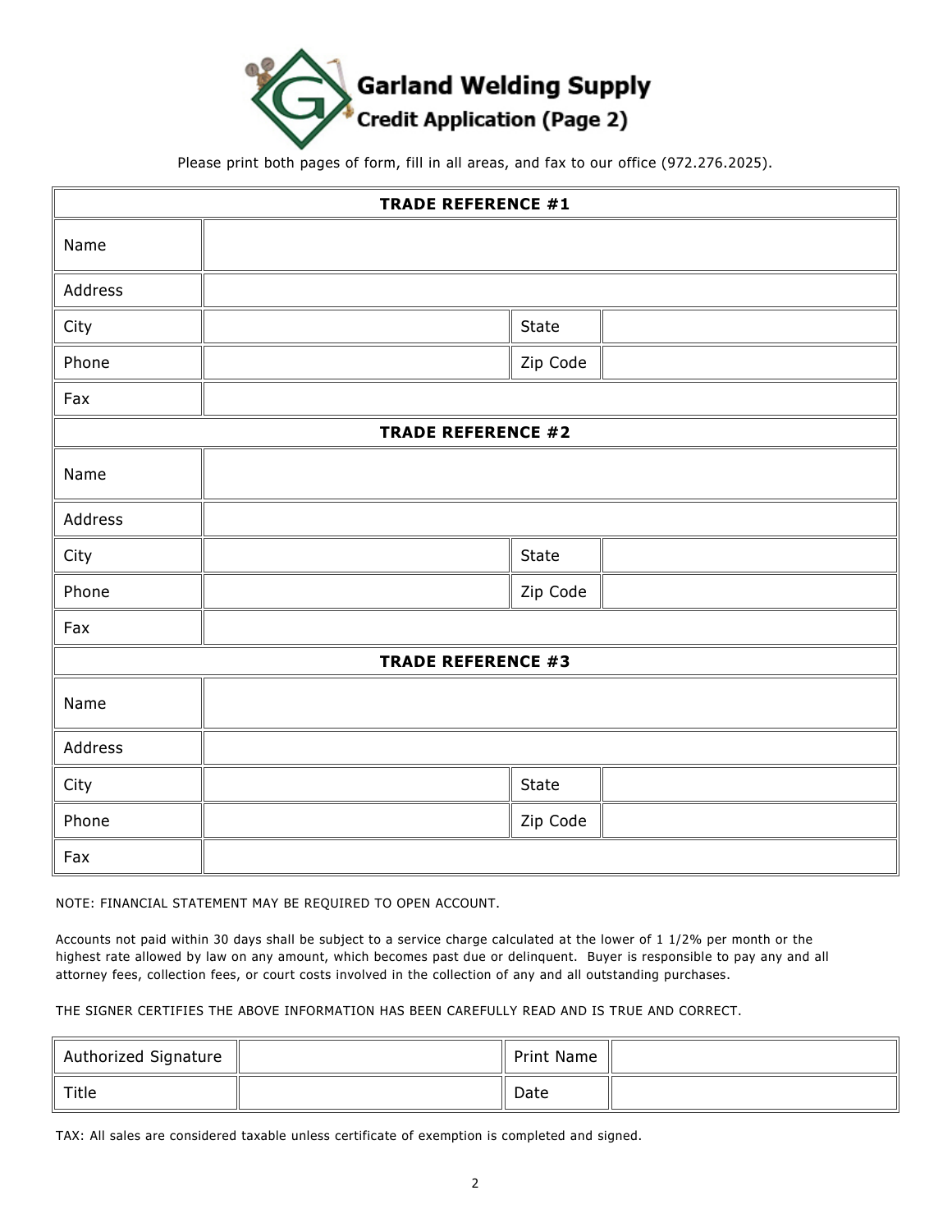# Garland Welding Supply

## Credit Application (Page 2)

Please print both pages of form, fill in all areas, and fax to our office (972.276.2025).

| **TRADE REFERENCE #1** | | | |
|---|---|---|---|
| Name | | | |
| Address | | | |
| City | | State | |
| Phone | | Zip Code | |
| Fax | | | |

| **TRADE REFERENCE #2** | | | |
|---|---|---|---|
| Name | | | |
| Address | | | |
| City | | State | |
| Phone | | Zip Code | |
| Fax | | | |

| **TRADE REFERENCE #3** | | | |
|---|---|---|---|
| Name | | | |
| Address | | | |
| City | | State | |
| Phone | | Zip Code | |
| Fax | | | |

NOTE: FINANCIAL STATEMENT MAY BE REQUIRED TO OPEN ACCOUNT.

Accounts not paid within 30 days shall be subject to a service charge calculated at the lower of 1 1/2% per month or the highest rate allowed by law on any amount, which becomes past due or delinquent. Buyer is responsible to pay any and all attorney fees, collection fees, or court costs involved in the collection of any and all outstanding purchases.

THE SIGNER CERTIFIES THE ABOVE INFORMATION HAS BEEN CAREFULLY READ AND IS TRUE AND CORRECT.

| | | | |
|---|---|---|---|
| Authorized Signature | | Print Name | |
| Title | | Date | |

TAX: All sales are considered taxable unless certificate of exemption is completed and signed.